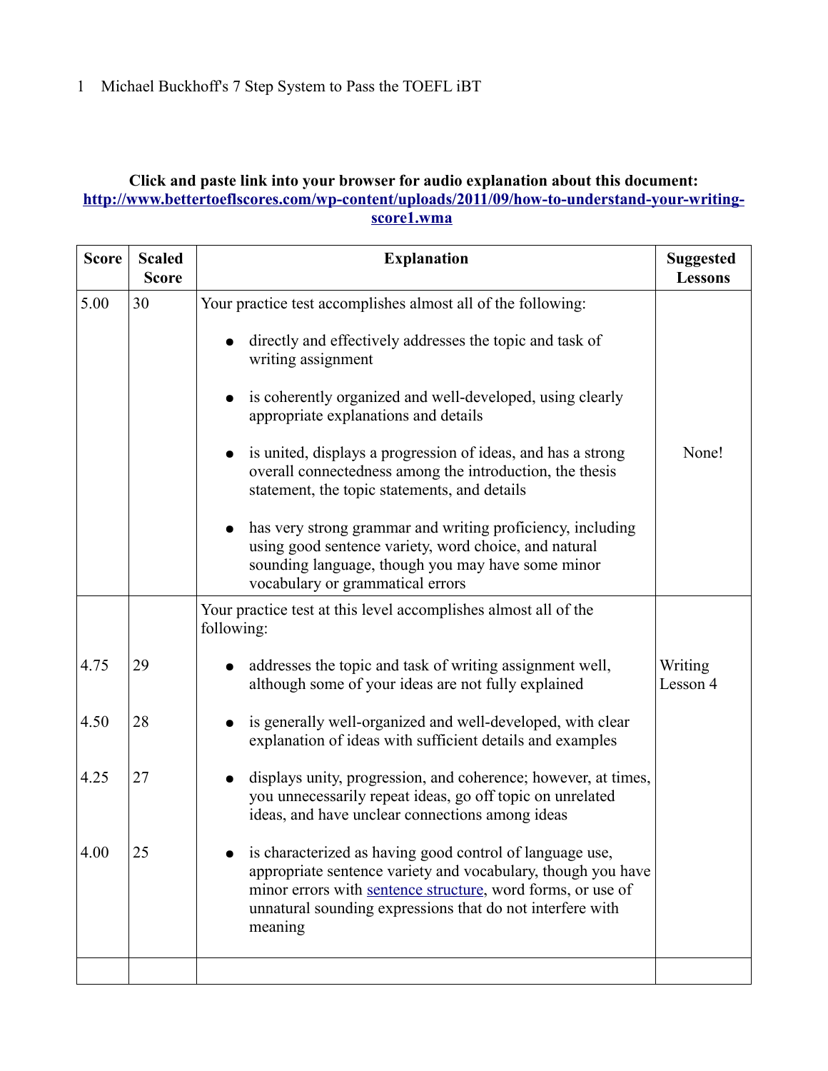1 Michael Buckhoff's 7 Step System to Pass the TOEFL iBT

**Click and paste link into your browser for audio explanation about this document:**
**http://www.bettertoeflscores.com/wp-content/uploads/2011/09/how-to-understand-your-writing-score1.wma**

| Score | Scaled Score | Explanation | Suggested Lessons |
|---|---|---|---|
| 5.00 | 30 | Your practice test accomplishes almost all of the following:<br>• directly and effectively addresses the topic and task of writing assignment<br>• is coherently organized and well-developed, using clearly appropriate explanations and details<br>• is united, displays a progression of ideas, and has a strong overall connectedness among the introduction, the thesis statement, the topic statements, and details<br>• has very strong grammar and writing proficiency, including using good sentence variety, word choice, and natural sounding language, though you may have some minor vocabulary or grammatical errors | None! |
| | | Your practice test at this level accomplishes almost all of the following: | |
| 4.75 | 29 | • addresses the topic and task of writing assignment well, although some of your ideas are not fully explained | Writing Lesson 4 |
| 4.50 | 28 | • is generally well-organized and well-developed, with clear explanation of ideas with sufficient details and examples | |
| 4.25 | 27 | • displays unity, progression, and coherence; however, at times, you unnecessarily repeat ideas, go off topic on unrelated ideas, and have unclear connections among ideas | |
| 4.00 | 25 | • is characterized as having good control of language use, appropriate sentence variety and vocabulary, though you have minor errors with sentence structure, word forms, or use of unnatural sounding expressions that do not interfere with meaning | |
| | | | |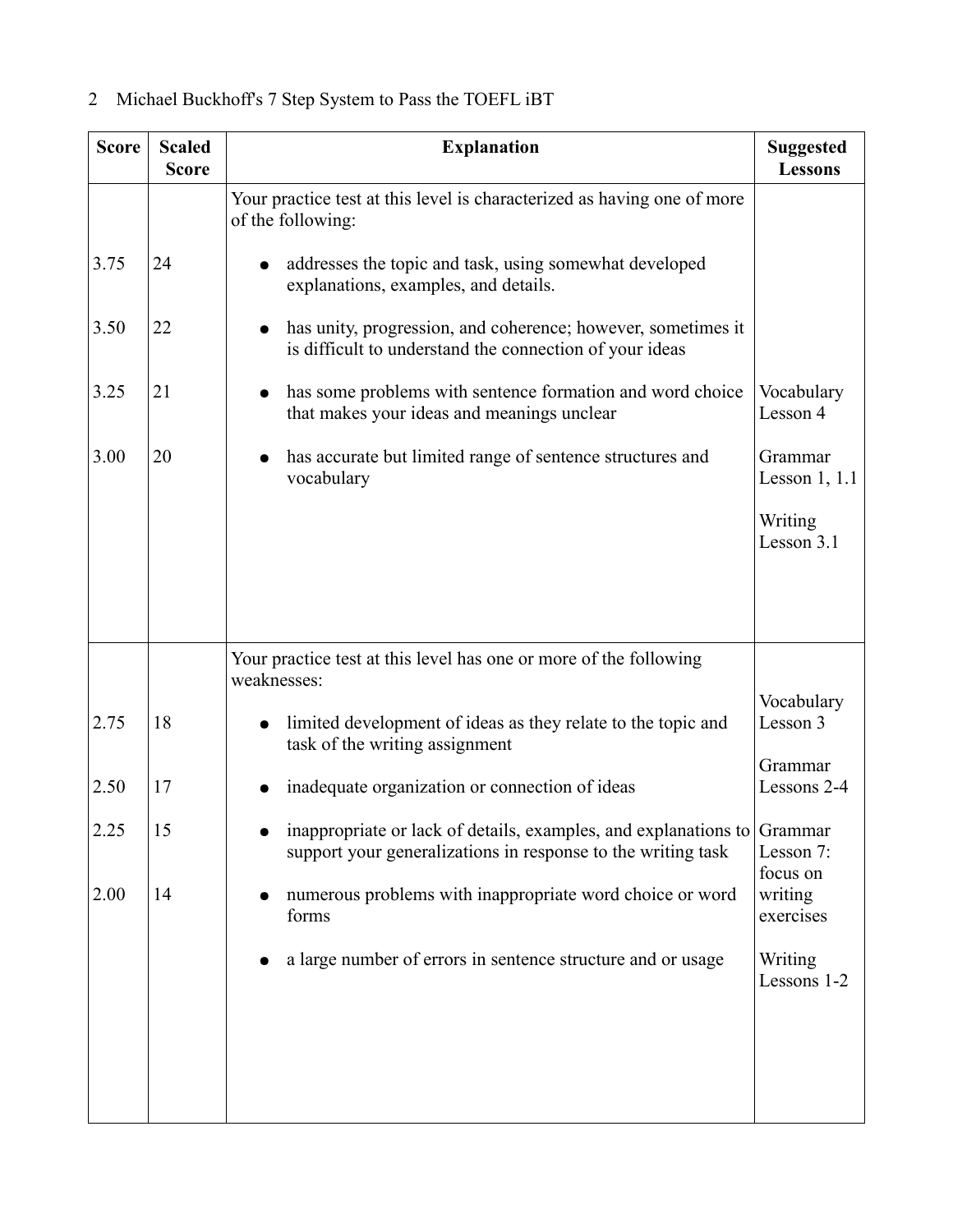| Score | Scaled Score | Explanation | Suggested Lessons |
|---|---|---|---|
| | | Your practice test at this level is characterized as having one of more of the following: | |
| 3.75 | 24 | ● addresses the topic and task, using somewhat developed explanations, examples, and details. | |
| 3.50 | 22 | ● has unity, progression, and coherence; however, sometimes it is difficult to understand the connection of your ideas | |
| 3.25 | 21 | ● has some problems with sentence formation and word choice that makes your ideas and meanings unclear | Vocabulary Lesson 4 |
| 3.00 | 20 | ● has accurate but limited range of sentence structures and vocabulary | Grammar Lesson 1, 1.1<br><br>Writing Lesson 3.1 |
| | | Your practice test at this level has one or more of the following weaknesses: | |
| 2.75 | 18 | ● limited development of ideas as they relate to the topic and task of the writing assignment | Vocabulary Lesson 3 |
| 2.50 | 17 | ● inadequate organization or connection of ideas | Grammar Lessons 2-4 |
| 2.25 | 15 | ● inappropriate or lack of details, examples, and explanations to support your generalizations in response to the writing task | Grammar Lesson 7: focus on writing exercises |
| 2.00 | 14 | ● numerous problems with inappropriate word choice or word forms | |
| | | ● a large number of errors in sentence structure and or usage | Writing Lessons 1-2 |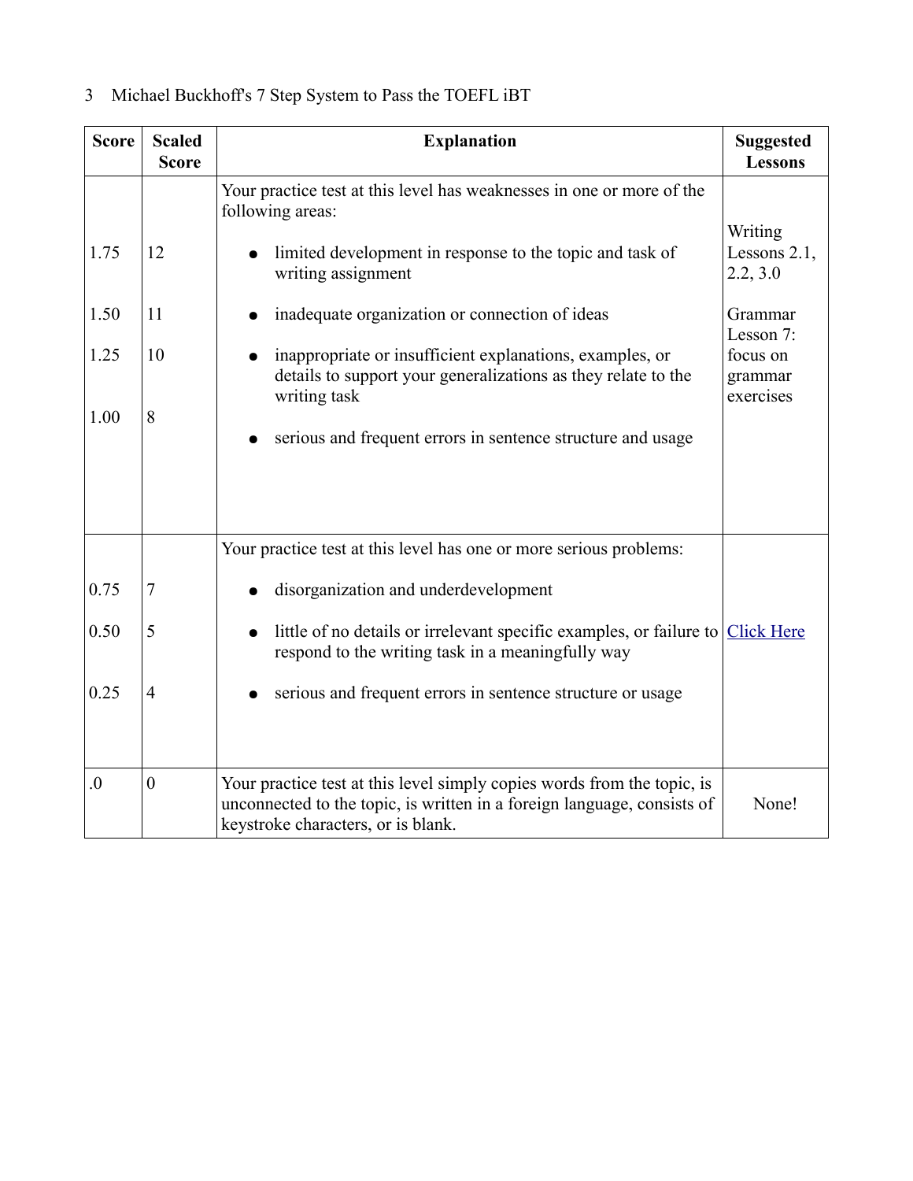| Score | Scaled Score | Explanation | Suggested Lessons |
|---|---|---|---|
| 1.75<br>1.50<br>1.25<br>1.00 | 12<br>11<br>10<br>8 | Your practice test at this level has weaknesses in one or more of the following areas:<br>● limited development in response to the topic and task of writing assignment<br>● inadequate organization or connection of ideas<br>● inappropriate or insufficient explanations, examples, or details to support your generalizations as they relate to the writing task<br>● serious and frequent errors in sentence structure and usage | Writing Lessons 2.1, 2.2, 3.0<br><br>Grammar Lesson 7: focus on grammar exercises |
| 0.75<br>0.50<br>0.25 | 7<br>5<br>4 | Your practice test at this level has one or more serious problems:<br>● disorganization and underdevelopment<br>● little of no details or irrelevant specific examples, or failure to respond to the writing task in a meaningfully way<br>● serious and frequent errors in sentence structure or usage | Click Here |
| .0 | 0 | Your practice test at this level simply copies words from the topic, is unconnected to the topic, is written in a foreign language, consists of keystroke characters, or is blank. | None! |